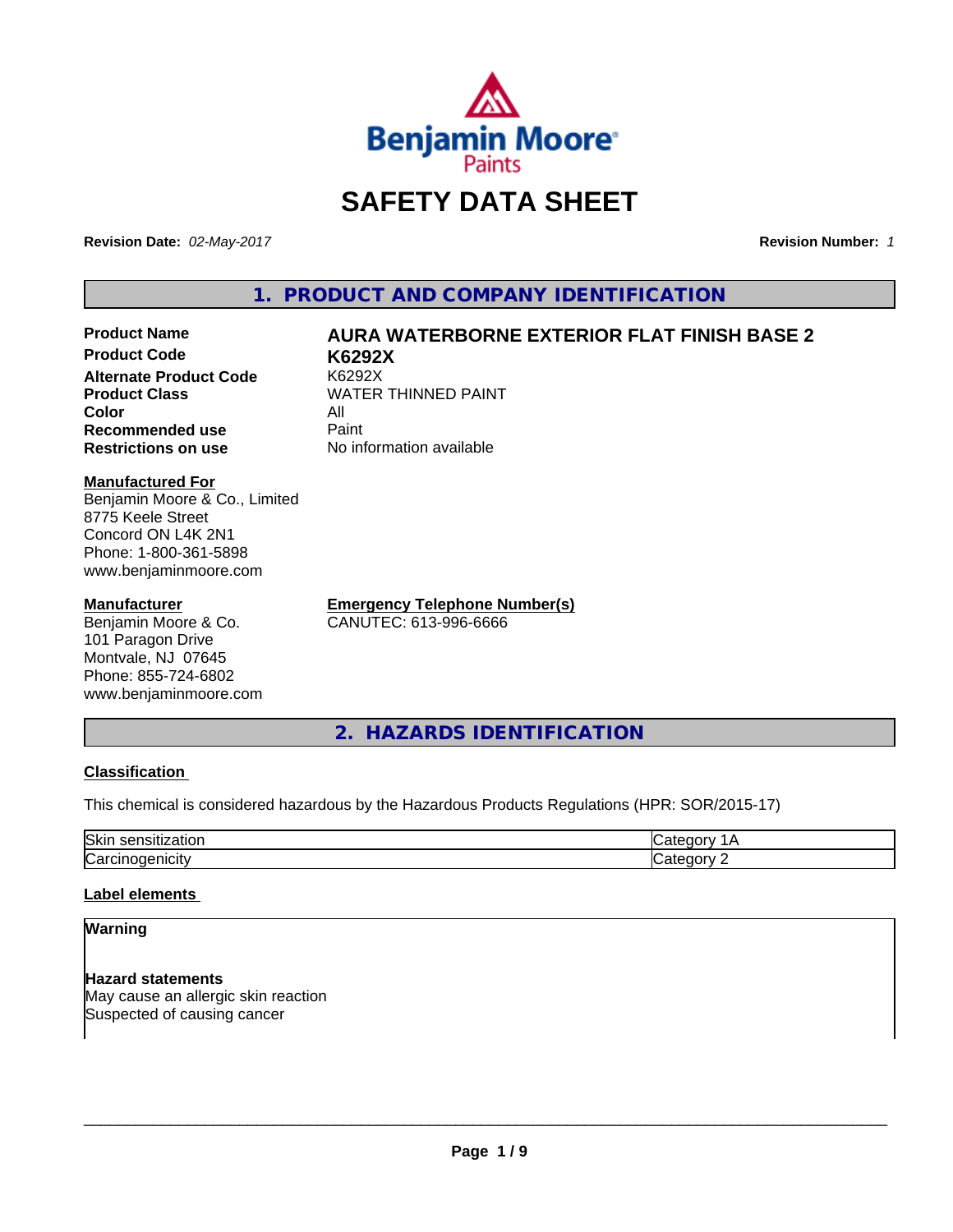# SAFETY DATA SHEET

**Revision Date:** *02-May-2017*

**Revision Number:** *1*

## 1. PRODUCT AND COMPANY IDENTIFICATION

| | |
|---|---|
| **Product Name** | **AURA WATERBORNE EXTERIOR FLAT FINISH BASE 2** |
| **Product Code** | **K6292X** |
| **Alternate Product Code** | K6292X |
| **Product Class** | WATER THINNED PAINT |
| **Color** | All |
| **Recommended use** | Paint |
| **Restrictions on use** | No information available |

**Manufactured For**
Benjamin Moore & Co., Limited
8775 Keele Street
Concord ON L4K 2N1
Phone: 1-800-361-5898
www.benjaminmoore.com

**Manufacturer**
Benjamin Moore & Co.
101 Paragon Drive
Montvale, NJ 07645
Phone: 855-724-6802
www.benjaminmoore.com

**Emergency Telephone Number(s)**
CANUTEC: 613-996-6666

## 2. HAZARDS IDENTIFICATION

### Classification

This chemical is considered hazardous by the Hazardous Products Regulations (HPR: SOR/2015-17)

| | |
|---|---|
| Skin sensitization | Category 1A |
| Carcinogenicity | Category 2 |

### Label elements

**Warning**

**Hazard statements**
May cause an allergic skin reaction
Suspected of causing cancer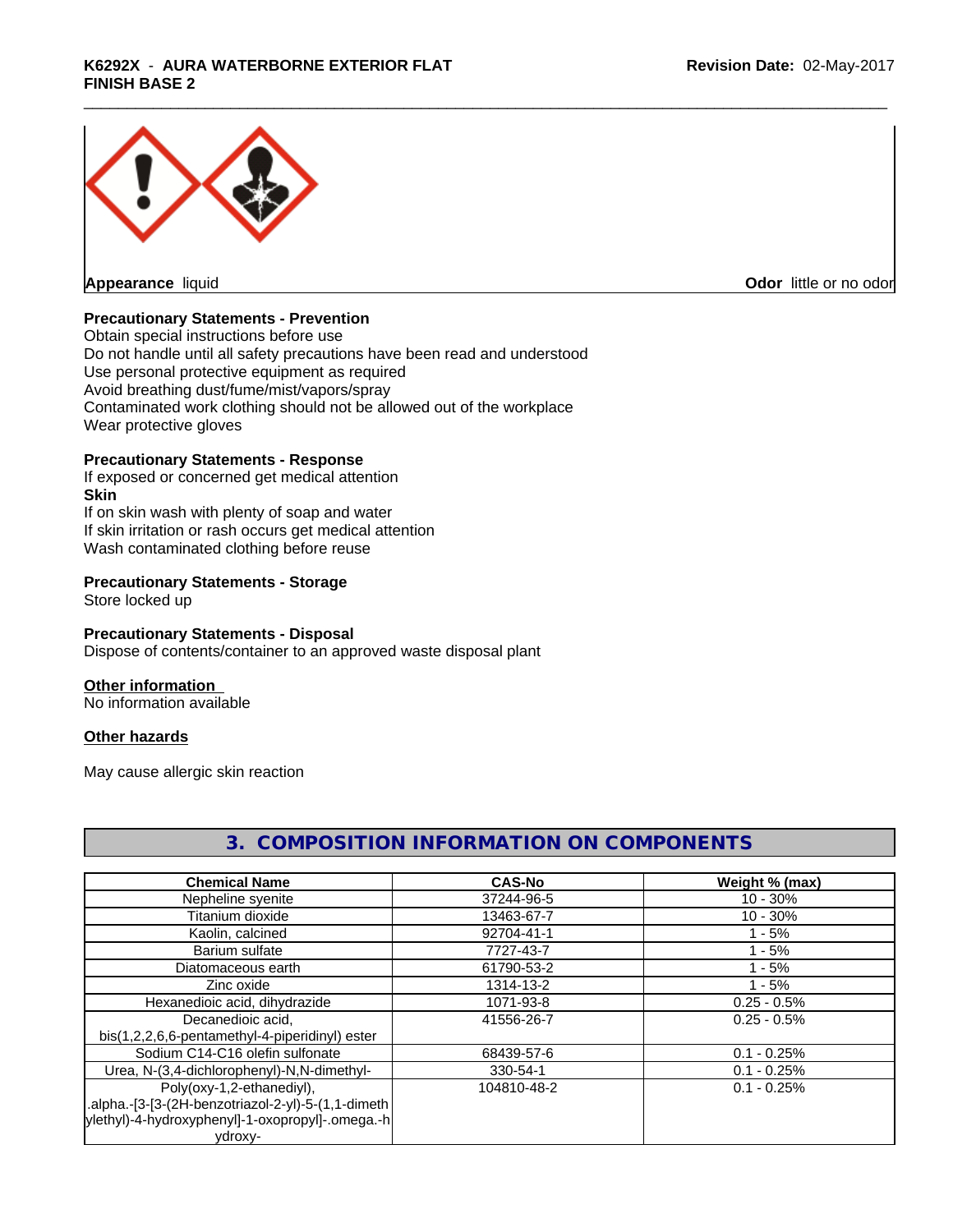**Appearance** liquid

**Odor** little or no odor

**Precautionary Statements - Prevention**

Obtain special instructions before use
Do not handle until all safety precautions have been read and understood
Use personal protective equipment as required
Avoid breathing dust/fume/mist/vapors/spray
Contaminated work clothing should not be allowed out of the workplace
Wear protective gloves

**Precautionary Statements - Response**

If exposed or concerned get medical attention

**Skin**

If on skin wash with plenty of soap and water
If skin irritation or rash occurs get medical attention
Wash contaminated clothing before reuse

**Precautionary Statements - Storage**

Store locked up

**Precautionary Statements - Disposal**

Dispose of contents/container to an approved waste disposal plant

**Other information**

No information available

**Other hazards**

May cause allergic skin reaction

## 3. COMPOSITION INFORMATION ON COMPONENTS

| Chemical Name | CAS-No | Weight % (max) |
|---|---|---|
| Nepheline syenite | 37244-96-5 | 10 - 30% |
| Titanium dioxide | 13463-67-7 | 10 - 30% |
| Kaolin, calcined | 92704-41-1 | 1 - 5% |
| Barium sulfate | 7727-43-7 | 1 - 5% |
| Diatomaceous earth | 61790-53-2 | 1 - 5% |
| Zinc oxide | 1314-13-2 | 1 - 5% |
| Hexanedioic acid, dihydrazide | 1071-93-8 | 0.25 - 0.5% |
| Decanedioic acid, bis(1,2,2,6,6-pentamethyl-4-piperidinyl) ester | 41556-26-7 | 0.25 - 0.5% |
| Sodium C14-C16 olefin sulfonate | 68439-57-6 | 0.1 - 0.25% |
| Urea, N-(3,4-dichlorophenyl)-N,N-dimethyl- | 330-54-1 | 0.1 - 0.25% |
| Poly(oxy-1,2-ethanediyl), .alpha.-[3-[3-(2H-benzotriazol-2-yl)-5-(1,1-dimethylethyl)-4-hydroxyphenyl]-1-oxopropyl]-.omega.-hydroxy- | 104810-48-2 | 0.1 - 0.25% |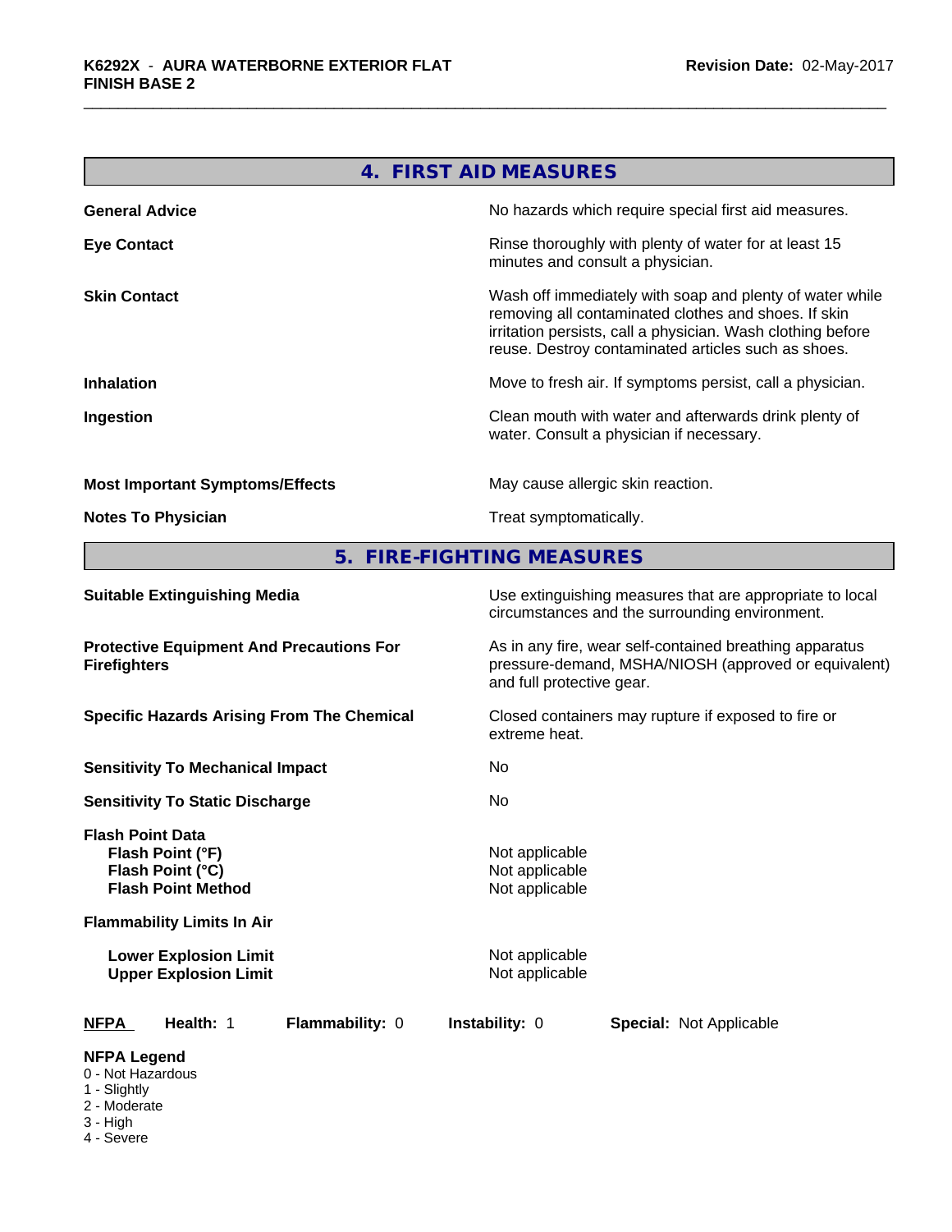## 4. FIRST AID MEASURES

| | |
|---|---|
| **General Advice** | No hazards which require special first aid measures. |
| **Eye Contact** | Rinse thoroughly with plenty of water for at least 15 minutes and consult a physician. |
| **Skin Contact** | Wash off immediately with soap and plenty of water while removing all contaminated clothes and shoes. If skin irritation persists, call a physician. Wash clothing before reuse. Destroy contaminated articles such as shoes. |
| **Inhalation** | Move to fresh air. If symptoms persist, call a physician. |
| **Ingestion** | Clean mouth with water and afterwards drink plenty of water. Consult a physician if necessary. |
| **Most Important Symptoms/Effects** | May cause allergic skin reaction. |
| **Notes To Physician** | Treat symptomatically. |

## 5. FIRE-FIGHTING MEASURES

| | |
|---|---|
| **Suitable Extinguishing Media** | Use extinguishing measures that are appropriate to local circumstances and the surrounding environment. |
| **Protective Equipment And Precautions For Firefighters** | As in any fire, wear self-contained breathing apparatus pressure-demand, MSHA/NIOSH (approved or equivalent) and full protective gear. |
| **Specific Hazards Arising From The Chemical** | Closed containers may rupture if exposed to fire or extreme heat. |
| **Sensitivity To Mechanical Impact** | No |
| **Sensitivity To Static Discharge** | No |

**Flash Point Data**

| | |
|---|---|
| **Flash Point (°F)** | Not applicable |
| **Flash Point (°C)** | Not applicable |
| **Flash Point Method** | Not applicable |

**Flammability Limits In Air**

| | |
|---|---|
| **Lower Explosion Limit** | Not applicable |
| **Upper Explosion Limit** | Not applicable |

**NFPA** **Health:** 1 **Flammability:** 0 **Instability:** 0 **Special:** Not Applicable

**NFPA Legend**
- 0 - Not Hazardous
- 1 - Slightly
- 2 - Moderate
- 3 - High
- 4 - Severe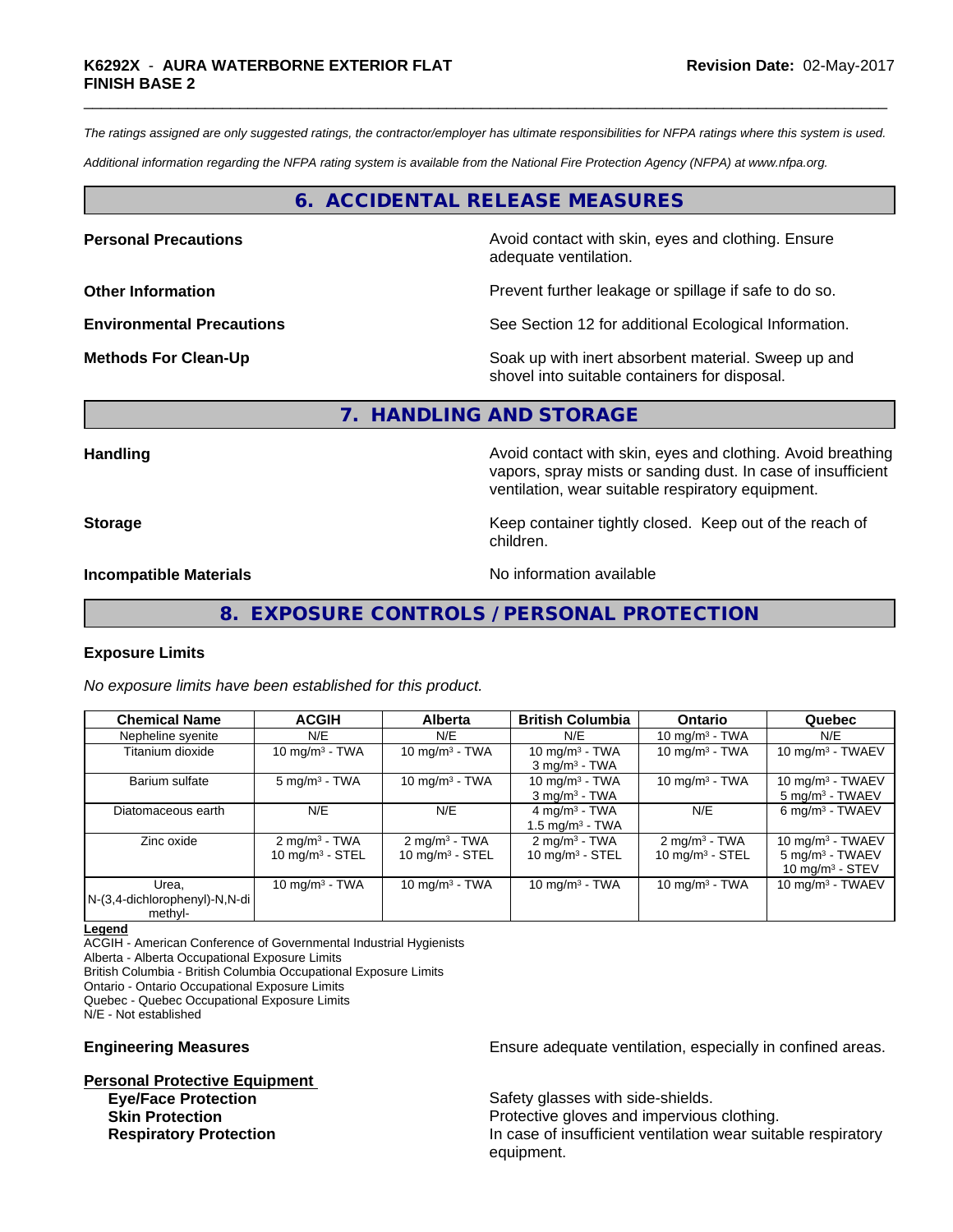*The ratings assigned are only suggested ratings, the contractor/employer has ultimate responsibilities for NFPA ratings where this system is used.*

*Additional information regarding the NFPA rating system is available from the National Fire Protection Agency (NFPA) at www.nfpa.org.*

## 6. ACCIDENTAL RELEASE MEASURES

**Personal Precautions** Avoid contact with skin, eyes and clothing. Ensure adequate ventilation.

**Other Information** Prevent further leakage or spillage if safe to do so.

**Environmental Precautions** See Section 12 for additional Ecological Information.

**Methods For Clean-Up** Soak up with inert absorbent material. Sweep up and shovel into suitable containers for disposal.

## 7. HANDLING AND STORAGE

**Handling** Avoid contact with skin, eyes and clothing. Avoid breathing vapors, spray mists or sanding dust. In case of insufficient ventilation, wear suitable respiratory equipment.

**Storage** Keep container tightly closed. Keep out of the reach of children.

**Incompatible Materials** No information available

## 8. EXPOSURE CONTROLS / PERSONAL PROTECTION

### Exposure Limits

*No exposure limits have been established for this product.*

| Chemical Name | ACGIH | Alberta | British Columbia | Ontario | Quebec |
|---|---|---|---|---|---|
| Nepheline syenite | N/E | N/E | N/E | 10 mg/m³ - TWA | N/E |
| Titanium dioxide | 10 mg/m³ - TWA | 10 mg/m³ - TWA | 10 mg/m³ - TWA<br>3 mg/m³ - TWA | 10 mg/m³ - TWA | 10 mg/m³ - TWAEV |
| Barium sulfate | 5 mg/m³ - TWA | 10 mg/m³ - TWA | 10 mg/m³ - TWA<br>3 mg/m³ - TWA | 10 mg/m³ - TWA | 10 mg/m³ - TWAEV<br>5 mg/m³ - TWAEV |
| Diatomaceous earth | N/E | N/E | 4 mg/m³ - TWA<br>1.5 mg/m³ - TWA | N/E | 6 mg/m³ - TWAEV |
| Zinc oxide | 2 mg/m³ - TWA<br>10 mg/m³ - STEL | 2 mg/m³ - TWA<br>10 mg/m³ - STEL | 2 mg/m³ - TWA<br>10 mg/m³ - STEL | 2 mg/m³ - TWA<br>10 mg/m³ - STEL | 10 mg/m³ - TWAEV<br>5 mg/m³ - TWAEV<br>10 mg/m³ - STEV |
| Urea, N-(3,4-dichlorophenyl)-N,N-dimethyl- | 10 mg/m³ - TWA | 10 mg/m³ - TWA | 10 mg/m³ - TWA | 10 mg/m³ - TWA | 10 mg/m³ - TWAEV |

**Legend**
ACGIH - American Conference of Governmental Industrial Hygienists
Alberta - Alberta Occupational Exposure Limits
British Columbia - British Columbia Occupational Exposure Limits
Ontario - Ontario Occupational Exposure Limits
Quebec - Quebec Occupational Exposure Limits
N/E - Not established

**Engineering Measures** Ensure adequate ventilation, especially in confined areas.

**Personal Protective Equipment**

- **Eye/Face Protection** Safety glasses with side-shields.
- **Skin Protection** Protective gloves and impervious clothing.
- **Respiratory Protection** In case of insufficient ventilation wear suitable respiratory equipment.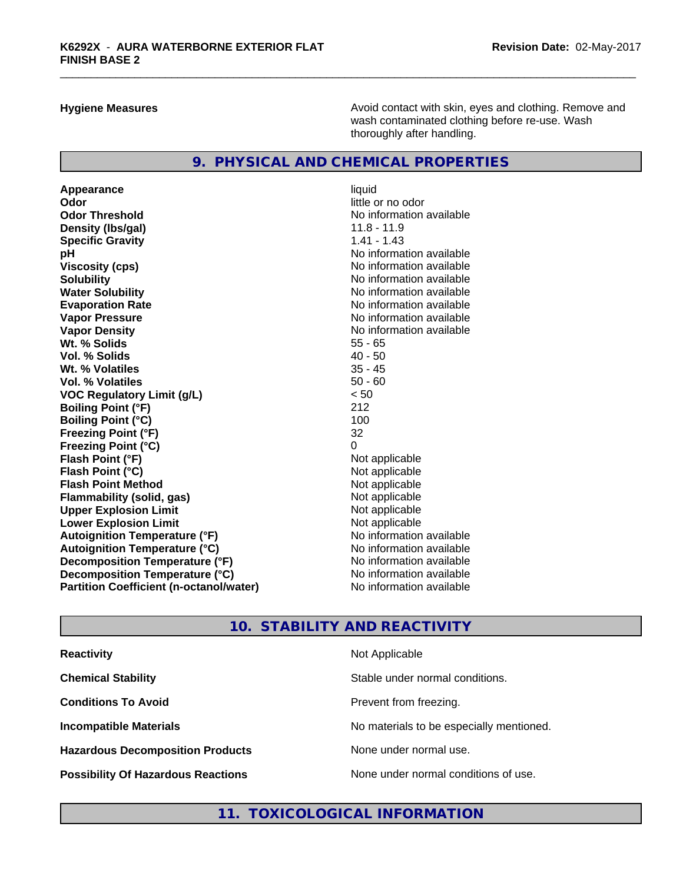| | |
|---|---|
| **Hygiene Measures** | Avoid contact with skin, eyes and clothing. Remove and wash contaminated clothing before re-use. Wash thoroughly after handling. |

## 9. PHYSICAL AND CHEMICAL PROPERTIES

| | |
|---|---|
| **Appearance** | liquid |
| **Odor** | little or no odor |
| **Odor Threshold** | No information available |
| **Density (lbs/gal)** | 11.8 - 11.9 |
| **Specific Gravity** | 1.41 - 1.43 |
| **pH** | No information available |
| **Viscosity (cps)** | No information available |
| **Solubility** | No information available |
| **Water Solubility** | No information available |
| **Evaporation Rate** | No information available |
| **Vapor Pressure** | No information available |
| **Vapor Density** | No information available |
| **Wt. % Solids** | 55 - 65 |
| **Vol. % Solids** | 40 - 50 |
| **Wt. % Volatiles** | 35 - 45 |
| **Vol. % Volatiles** | 50 - 60 |
| **VOC Regulatory Limit (g/L)** | < 50 |
| **Boiling Point (°F)** | 212 |
| **Boiling Point (°C)** | 100 |
| **Freezing Point (°F)** | 32 |
| **Freezing Point (°C)** | 0 |
| **Flash Point (°F)** | Not applicable |
| **Flash Point (°C)** | Not applicable |
| **Flash Point Method** | Not applicable |
| **Flammability (solid, gas)** | Not applicable |
| **Upper Explosion Limit** | Not applicable |
| **Lower Explosion Limit** | Not applicable |
| **Autoignition Temperature (°F)** | No information available |
| **Autoignition Temperature (°C)** | No information available |
| **Decomposition Temperature (°F)** | No information available |
| **Decomposition Temperature (°C)** | No information available |
| **Partition Coefficient (n-octanol/water)** | No information available |

## 10. STABILITY AND REACTIVITY

| | |
|---|---|
| **Reactivity** | Not Applicable |
| **Chemical Stability** | Stable under normal conditions. |
| **Conditions To Avoid** | Prevent from freezing. |
| **Incompatible Materials** | No materials to be especially mentioned. |
| **Hazardous Decomposition Products** | None under normal use. |
| **Possibility Of Hazardous Reactions** | None under normal conditions of use. |

## 11. TOXICOLOGICAL INFORMATION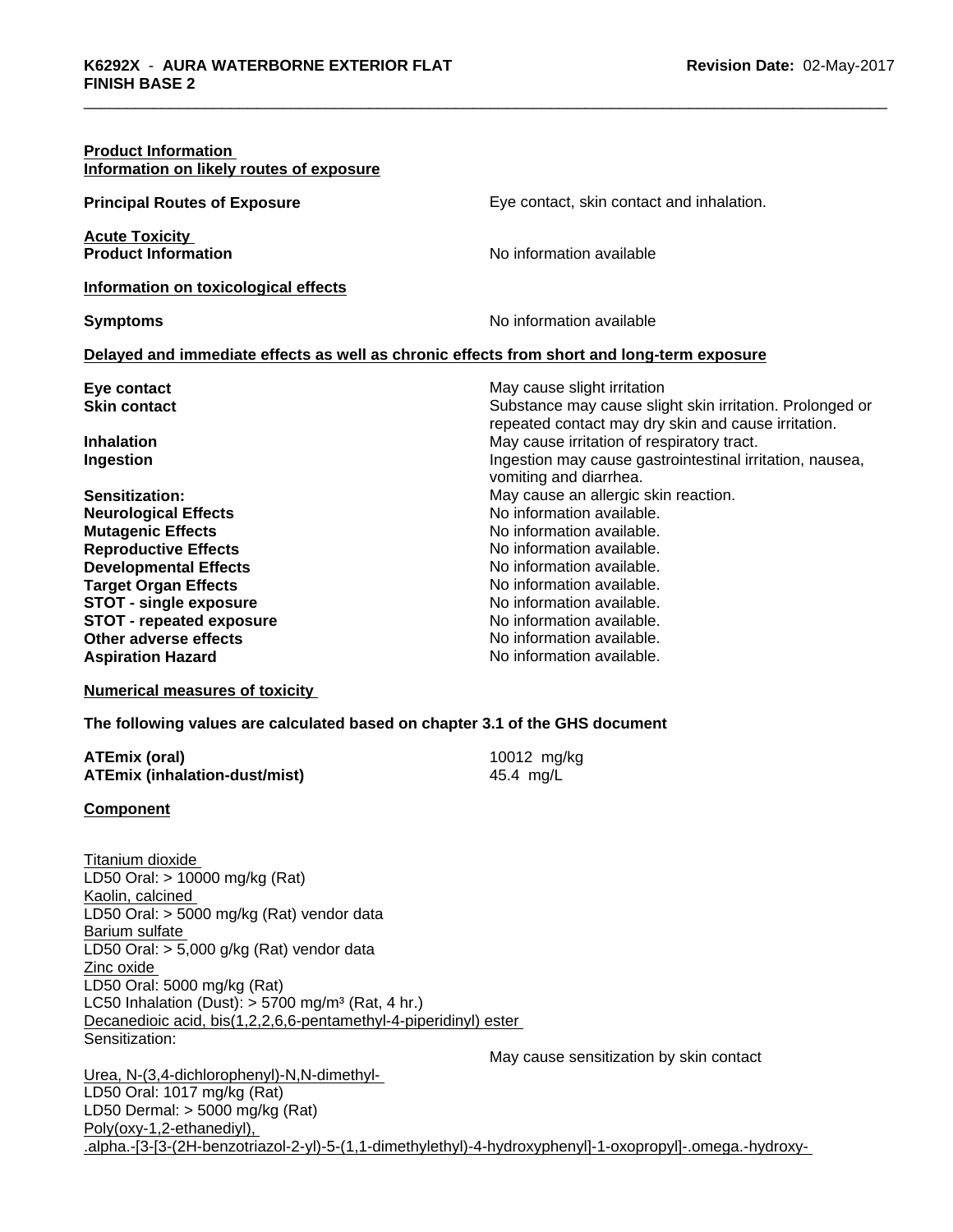**Product Information**
**Information on likely routes of exposure**

| | |
|---|---|
| **Principal Routes of Exposure** | Eye contact, skin contact and inhalation. |

**Acute Toxicity**

| | |
|---|---|
| **Product Information** | No information available |

**Information on toxicological effects**

| | |
|---|---|
| **Symptoms** | No information available |

**Delayed and immediate effects as well as chronic effects from short and long-term exposure**

| | |
|---|---|
| **Eye contact** | May cause slight irritation |
| **Skin contact** | Substance may cause slight skin irritation. Prolonged or repeated contact may dry skin and cause irritation. |
| **Inhalation** | May cause irritation of respiratory tract. |
| **Ingestion** | Ingestion may cause gastrointestinal irritation, nausea, vomiting and diarrhea. |
| **Sensitization:** | May cause an allergic skin reaction. |
| **Neurological Effects** | No information available. |
| **Mutagenic Effects** | No information available. |
| **Reproductive Effects** | No information available. |
| **Developmental Effects** | No information available. |
| **Target Organ Effects** | No information available. |
| **STOT - single exposure** | No information available. |
| **STOT - repeated exposure** | No information available. |
| **Other adverse effects** | No information available. |
| **Aspiration Hazard** | No information available. |

**Numerical measures of toxicity**

**The following values are calculated based on chapter 3.1 of the GHS document**

| | |
|---|---|
| **ATEmix (oral)** | 10012 mg/kg |
| **ATEmix (inhalation-dust/mist)** | 45.4 mg/L |

**Component**

Titanium dioxide
LD50 Oral: > 10000 mg/kg (Rat)
Kaolin, calcined
LD50 Oral: > 5000 mg/kg (Rat) vendor data
Barium sulfate
LD50 Oral: > 5,000 g/kg (Rat) vendor data
Zinc oxide
LD50 Oral: 5000 mg/kg (Rat)
LC50 Inhalation (Dust): > 5700 mg/m³ (Rat, 4 hr.)
Decanedioic acid, bis(1,2,2,6,6-pentamethyl-4-piperidinyl) ester
Sensitization:
May cause sensitization by skin contact
Urea, N-(3,4-dichlorophenyl)-N,N-dimethyl-
LD50 Oral: 1017 mg/kg (Rat)
LD50 Dermal: > 5000 mg/kg (Rat)
Poly(oxy-1,2-ethanediyl), .alpha.-[3-[3-(2H-benzotriazol-2-yl)-5-(1,1-dimethylethyl)-4-hydroxyphenyl]-1-oxopropyl]-.omega.-hydroxy-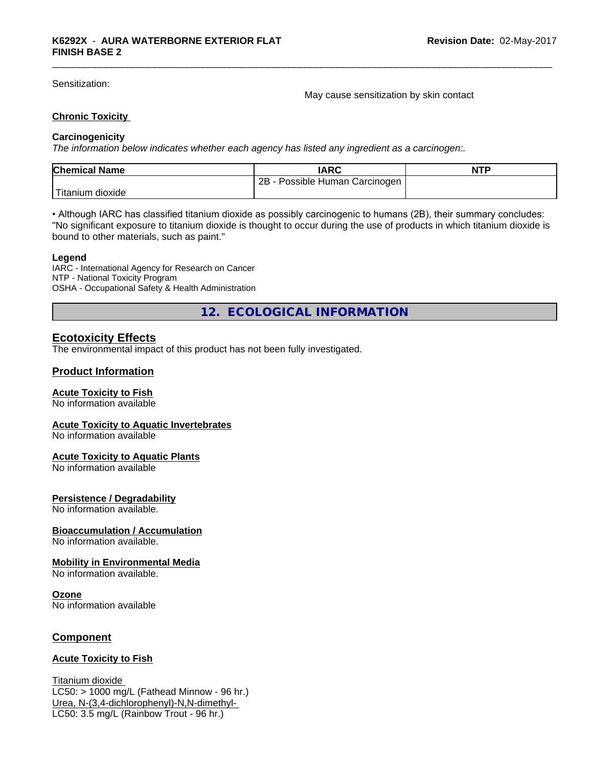Sensitization: May cause sensitization by skin contact

**Chronic Toxicity**

**Carcinogenicity**

*The information below indicates whether each agency has listed any ingredient as a carcinogen:.*

| Chemical Name | IARC | NTP |
|---|---|---|
| Titanium dioxide | 2B - Possible Human Carcinogen | |

• Although IARC has classified titanium dioxide as possibly carcinogenic to humans (2B), their summary concludes: "No significant exposure to titanium dioxide is thought to occur during the use of products in which titanium dioxide is bound to other materials, such as paint."

**Legend**

IARC - International Agency for Research on Cancer
NTP - National Toxicity Program
OSHA - Occupational Safety & Health Administration

## 12. ECOLOGICAL INFORMATION

### Ecotoxicity Effects

The environmental impact of this product has not been fully investigated.

### Product Information

**Acute Toxicity to Fish**

No information available

**Acute Toxicity to Aquatic Invertebrates**

No information available

**Acute Toxicity to Aquatic Plants**

No information available

**Persistence / Degradability**

No information available.

**Bioaccumulation / Accumulation**

No information available.

**Mobility in Environmental Media**

No information available.

**Ozone**

No information available

### Component

**Acute Toxicity to Fish**

Titanium dioxide
LC50: > 1000 mg/L (Fathead Minnow - 96 hr.)
Urea, N-(3,4-dichlorophenyl)-N,N-dimethyl-
LC50: 3.5 mg/L (Rainbow Trout - 96 hr.)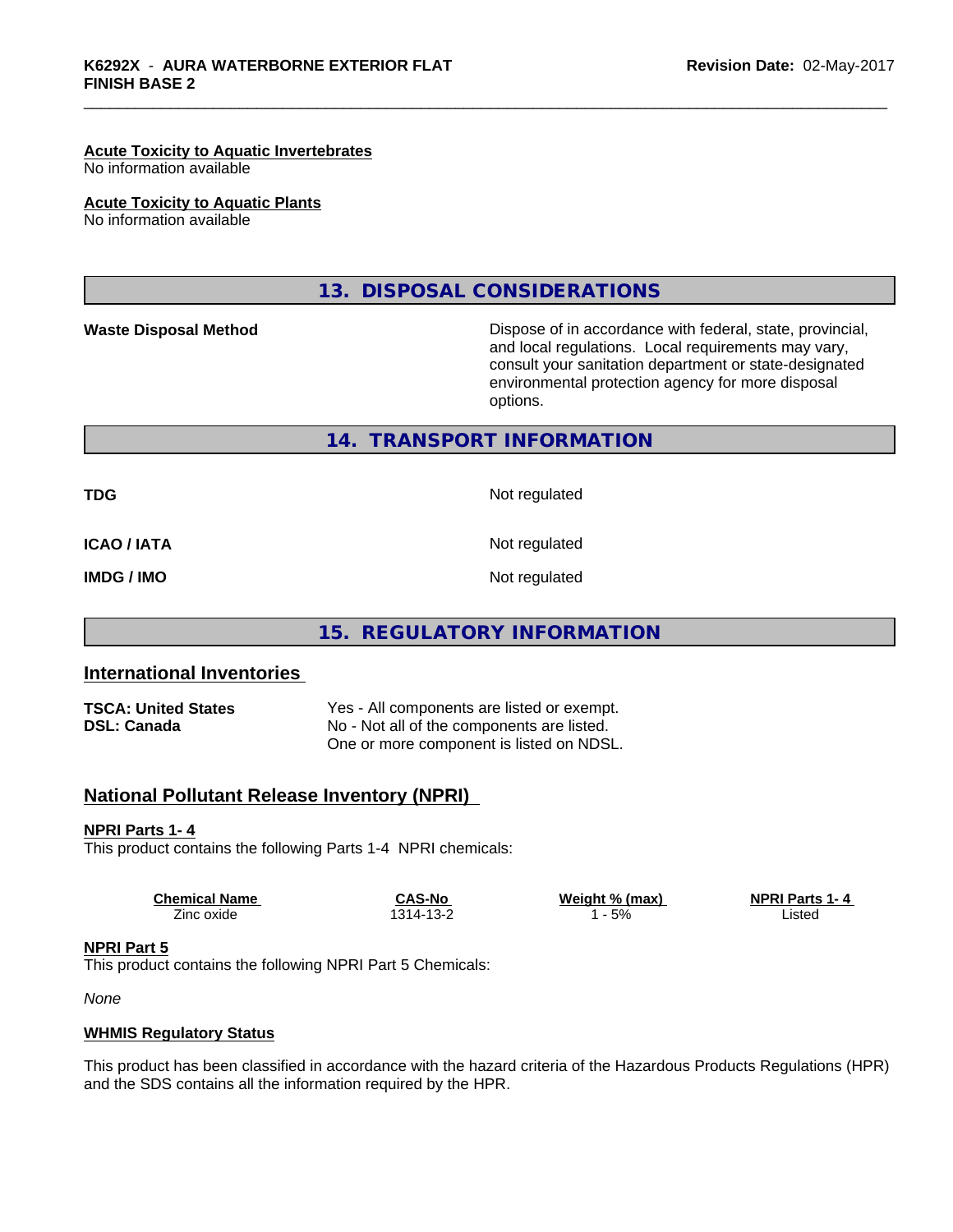**Acute Toxicity to Aquatic Invertebrates**
No information available

**Acute Toxicity to Aquatic Plants**
No information available

## 13. DISPOSAL CONSIDERATIONS

**Waste Disposal Method** — Dispose of in accordance with federal, state, provincial, and local regulations. Local requirements may vary, consult your sanitation department or state-designated environmental protection agency for more disposal options.

## 14. TRANSPORT INFORMATION

| | |
|---|---|
| **TDG** | Not regulated |
| **ICAO / IATA** | Not regulated |
| **IMDG / IMO** | Not regulated |

## 15. REGULATORY INFORMATION

### International Inventories

| | |
|---|---|
| **TSCA: United States** | Yes - All components are listed or exempt. |
| **DSL: Canada** | No - Not all of the components are listed. One or more component is listed on NDSL. |

### National Pollutant Release Inventory (NPRI)

**NPRI Parts 1- 4**
This product contains the following Parts 1-4 NPRI chemicals:

| Chemical Name | CAS-No | Weight % (max) | NPRI Parts 1- 4 |
|---|---|---|---|
| Zinc oxide | 1314-13-2 | 1 - 5% | Listed |

**NPRI Part 5**
This product contains the following NPRI Part 5 Chemicals:

*None*

**WHMIS Regulatory Status**

This product has been classified in accordance with the hazard criteria of the Hazardous Products Regulations (HPR) and the SDS contains all the information required by the HPR.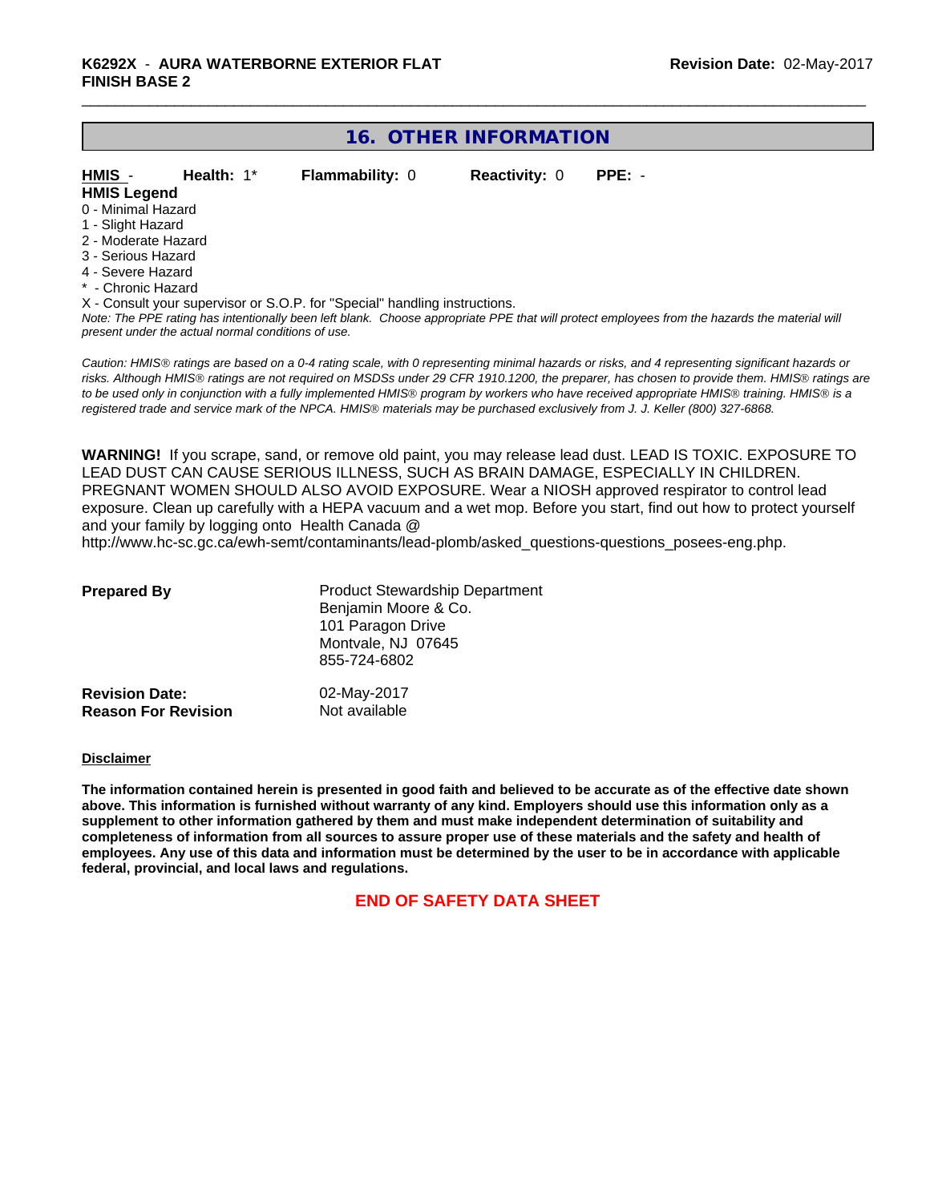## 16. OTHER INFORMATION

| **HMIS** - | **Health:** 1* | **Flammability:** 0 | **Reactivity:** 0 | **PPE:** - |
|---|---|---|---|---|

**HMIS Legend**

0 - Minimal Hazard
1 - Slight Hazard
2 - Moderate Hazard
3 - Serious Hazard
4 - Severe Hazard
* - Chronic Hazard
X - Consult your supervisor or S.O.P. for "Special" handling instructions.

*Note: The PPE rating has intentionally been left blank. Choose appropriate PPE that will protect employees from the hazards the material will present under the actual normal conditions of use.*

*Caution: HMIS® ratings are based on a 0-4 rating scale, with 0 representing minimal hazards or risks, and 4 representing significant hazards or risks. Although HMIS® ratings are not required on MSDSs under 29 CFR 1910.1200, the preparer, has chosen to provide them. HMIS® ratings are to be used only in conjunction with a fully implemented HMIS® program by workers who have received appropriate HMIS® training. HMIS® is a registered trade and service mark of the NPCA. HMIS® materials may be purchased exclusively from J. J. Keller (800) 327-6868.*

**WARNING!** If you scrape, sand, or remove old paint, you may release lead dust. LEAD IS TOXIC. EXPOSURE TO LEAD DUST CAN CAUSE SERIOUS ILLNESS, SUCH AS BRAIN DAMAGE, ESPECIALLY IN CHILDREN. PREGNANT WOMEN SHOULD ALSO AVOID EXPOSURE. Wear a NIOSH approved respirator to control lead exposure. Clean up carefully with a HEPA vacuum and a wet mop. Before you start, find out how to protect yourself and your family by logging onto Health Canada @ http://www.hc-sc.gc.ca/ewh-semt/contaminants/lead-plomb/asked_questions-questions_posees-eng.php.

**Prepared By**
Product Stewardship Department
Benjamin Moore & Co.
101 Paragon Drive
Montvale, NJ 07645
855-724-6802

**Revision Date:** 02-May-2017
**Reason For Revision** Not available

**Disclaimer**

**The information contained herein is presented in good faith and believed to be accurate as of the effective date shown above. This information is furnished without warranty of any kind. Employers should use this information only as a supplement to other information gathered by them and must make independent determination of suitability and completeness of information from all sources to assure proper use of these materials and the safety and health of employees. Any use of this data and information must be determined by the user to be in accordance with applicable federal, provincial, and local laws and regulations.**

**END OF SAFETY DATA SHEET**